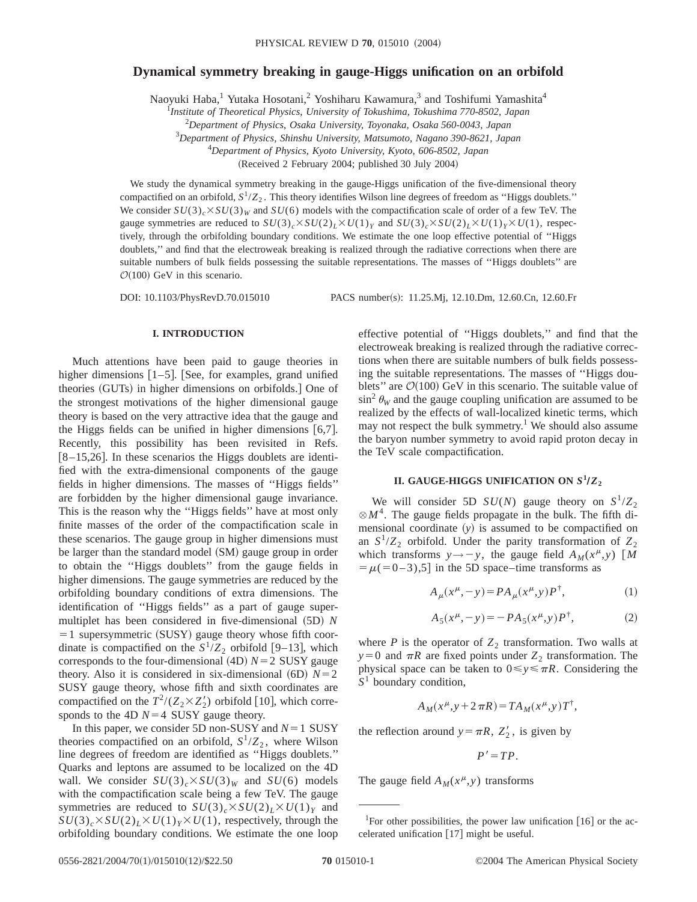# Dynamical symmetry breaking in gauge-Higgs unification on an orbifold

Naoyuki Haba,[1] Yutaka Hosotani,[2] Yoshiharu Kawamura,[3] and Toshifumi Yamashita[4]

[1] *Institute of Theoretical Physics, University of Tokushima, Tokushima 770-8502, Japan*
[2] *Department of Physics, Osaka University, Toyonaka, Osaka 560-0043, Japan*
[3] *Department of Physics, Shinshu University, Matsumoto, Nagano 390-8621, Japan*
[4] *Department of Physics, Kyoto University, Kyoto, 606-8502, Japan*

(Received 2 February 2004; published 30 July 2004)

We study the dynamical symmetry breaking in the gauge-Higgs unification of the five-dimensional theory compactified on an orbifold, $S^1/Z_2$. This theory identifies Wilson line degrees of freedom as "Higgs doublets." We consider $SU(3)_c\times SU(3)_W$ and $SU(6)$ models with the compactification scale of order of a few TeV. The gauge symmetries are reduced to $SU(3)_c\times SU(2)_L\times U(1)_Y$ and $SU(3)_c\times SU(2)_L\times U(1)_Y\times U(1)$, respectively, through the orbifolding boundary conditions. We estimate the one loop effective potential of "Higgs doublets," and find that the electroweak breaking is realized through the radiative corrections when there are suitable numbers of bulk fields possessing the suitable representations. The masses of "Higgs doublets" are $\mathcal{O}(100)$ GeV in this scenario.

DOI: 10.1103/PhysRevD.70.015010 PACS number(s): 11.25.Mj, 12.10.Dm, 12.60.Cn, 12.60.Fr

## I. INTRODUCTION

Much attentions have been paid to gauge theories in higher dimensions [1–5]. [See, for examples, grand unified theories (GUTs) in higher dimensions on orbifolds.] One of the strongest motivations of the higher dimensional gauge theory is based on the very attractive idea that the gauge and the Higgs fields can be unified in higher dimensions [6,7]. Recently, this possibility has been revisited in Refs. [8–15,26]. In these scenarios the Higgs doublets are identified with the extra-dimensional components of the gauge fields in higher dimensions. The masses of "Higgs fields" are forbidden by the higher dimensional gauge invariance. This is the reason why the "Higgs fields" have at most only finite masses of the order of the compactification scale in these scenarios. The gauge group in higher dimensions must be larger than the standard model (SM) gauge group in order to obtain the "Higgs doublets" from the gauge fields in higher dimensions. The gauge symmetries are reduced by the orbifolding boundary conditions of extra dimensions. The identification of "Higgs fields" as a part of gauge supermultiplet has been considered in five-dimensional (5D) $N=1$ supersymmetric (SUSY) gauge theory whose fifth coordinate is compactified on the $S^1/Z_2$ orbifold [9–13], which corresponds to the four-dimensional (4D) $N=2$ SUSY gauge theory. Also it is considered in six-dimensional (6D) $N=2$ SUSY gauge theory, whose fifth and sixth coordinates are compactified on the $T^2/(Z_2\times Z_2')$ orbifold [10], which corresponds to the 4D $N=4$ SUSY gauge theory.

In this paper, we consider 5D non-SUSY and $N=1$ SUSY theories compactified on an orbifold, $S^1/Z_2$, where Wilson line degrees of freedom are identified as "Higgs doublets." Quarks and leptons are assumed to be localized on the 4D wall. We consider $SU(3)_c\times SU(3)_W$ and $SU(6)$ models with the compactification scale being a few TeV. The gauge symmetries are reduced to $SU(3)_c\times SU(2)_L\times U(1)_Y$ and $SU(3)_c\times SU(2)_L\times U(1)_Y\times U(1)$, respectively, through the orbifolding boundary conditions. We estimate the one loop effective potential of "Higgs doublets," and find that the electroweak breaking is realized through the radiative corrections when there are suitable numbers of bulk fields possessing the suitable representations. The masses of "Higgs doublets" are $\mathcal{O}(100)$ GeV in this scenario. The suitable value of $\sin^2\theta_W$ and the gauge coupling unification are assumed to be realized by the effects of wall-localized kinetic terms, which may not respect the bulk symmetry.[1] We should also assume the baryon number symmetry to avoid rapid proton decay in the TeV scale compactification.

## II. GAUGE-HIGGS UNIFICATION ON $S^1/Z_2$

We will consider 5D $SU(N)$ gauge theory on $S^1/Z_2 \otimes M^4$. The gauge fields propagate in the bulk. The fifth dimensional coordinate ($y$) is assumed to be compactified on an $S^1/Z_2$ orbifold. Under the parity transformation of $Z_2$ which transforms $y\to -y$, the gauge field $A_M(x^\mu,y)$ [$M=\mu(=0-3),5$] in the 5D space–time transforms as

$$A_\mu(x^\mu,-y)=PA_\mu(x^\mu,y)P^\dagger, \tag{1}$$

$$A_5(x^\mu,-y)=-PA_5(x^\mu,y)P^\dagger, \tag{2}$$

where $P$ is the operator of $Z_2$ transformation. Two walls at $y=0$ and $\pi R$ are fixed points under $Z_2$ transformation. The physical space can be taken to $0\leq y\leq \pi R$. Considering the $S^1$ boundary condition,

$$A_M(x^\mu,y+2\pi R)=TA_M(x^\mu,y)T^\dagger,$$

the reflection around $y=\pi R$, $Z_2'$, is given by

$$P'=TP.$$

The gauge field $A_M(x^\mu,y)$ transforms

[1] For other possibilities, the power law unification [16] or the accelerated unification [17] might be useful.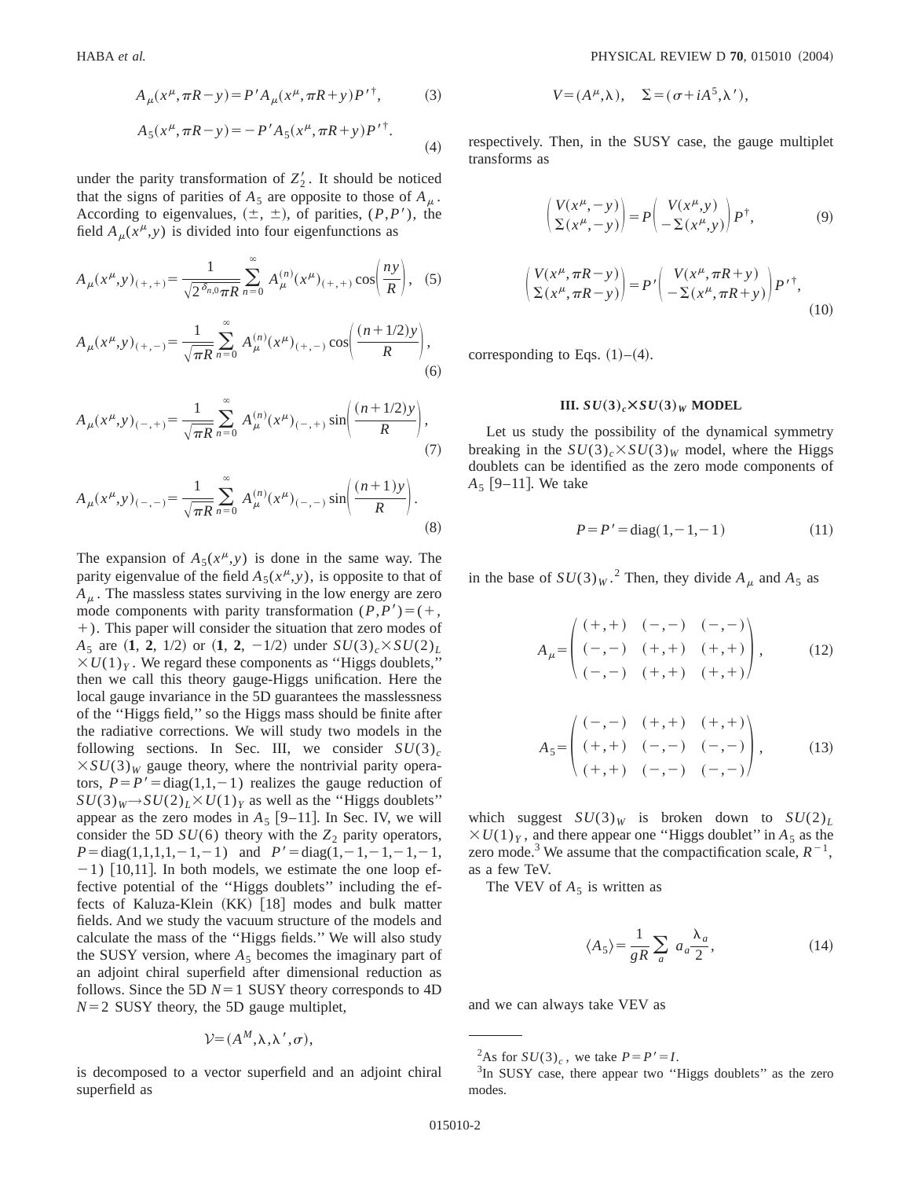$$A_\mu(x^\mu,\pi R-y)=P' A_\mu(x^\mu,\pi R+y)P'^\dagger, \tag{3}$$

$$A_5(x^\mu,\pi R-y)=-P' A_5(x^\mu,\pi R+y)P'^\dagger. \tag{4}$$

under the parity transformation of $Z_2'$. It should be noticed that the signs of parities of $A_5$ are opposite to those of $A_\mu$. According to eigenvalues, $(\pm,\pm)$, of parities, $(P,P')$, the field $A_\mu(x^\mu,y)$ is divided into four eigenfunctions as

$$A_\mu(x^\mu,y)_{(+,+)}=\frac{1}{\sqrt{2^{\delta_{n,0}}\pi R}}\sum_{n=0}^{\infty}A_\mu^{(n)}(x^\mu)_{(+,+)}\cos\left(\frac{ny}{R}\right), \tag{5}$$

$$A_\mu(x^\mu,y)_{(+,-)}=\frac{1}{\sqrt{\pi R}}\sum_{n=0}^{\infty}A_\mu^{(n)}(x^\mu)_{(+,-)}\cos\left(\frac{(n+1/2)y}{R}\right), \tag{6}$$

$$A_\mu(x^\mu,y)_{(-,+)}=\frac{1}{\sqrt{\pi R}}\sum_{n=0}^{\infty}A_\mu^{(n)}(x^\mu)_{(-,+)}\sin\left(\frac{(n+1/2)y}{R}\right), \tag{7}$$

$$A_\mu(x^\mu,y)_{(-,-)}=\frac{1}{\sqrt{\pi R}}\sum_{n=0}^{\infty}A_\mu^{(n)}(x^\mu)_{(-,-)}\sin\left(\frac{(n+1)y}{R}\right). \tag{8}$$

The expansion of $A_5(x^\mu,y)$ is done in the same way. The parity eigenvalue of the field $A_5(x^\mu,y)$, is opposite to that of $A_\mu$. The massless states surviving in the low energy are zero mode components with parity transformation $(P,P')=(+,+)$. This paper will consider the situation that zero modes of $A_5$ are $(\mathbf{1},\mathbf{2},1/2)$ or $(\mathbf{1},\mathbf{2},-1/2)$ under $SU(3)_c\times SU(2)_L\times U(1)_Y$. We regard these components as "Higgs doublets," then we call this theory gauge-Higgs unification. Here the local gauge invariance in the 5D guarantees the masslessness of the "Higgs field," so the Higgs mass should be finite after the radiative corrections. We will study two models in the following sections. In Sec. III, we consider $SU(3)_c\times SU(3)_W$ gauge theory, where the nontrivial parity operators, $P=P'=\mathrm{diag}(1,1,-1)$ realizes the gauge reduction of $SU(3)_W\to SU(2)_L\times U(1)_Y$ as well as the "Higgs doublets" appear as the zero modes in $A_5$ [9–11]. In Sec. IV, we will consider the 5D $SU(6)$ theory with the $Z_2$ parity operators, $P=\mathrm{diag}(1,1,1,1,-1,-1)$ and $P'=\mathrm{diag}(1,-1,-1,-1,-1,-1)$ [10,11]. In both models, we estimate the one loop effective potential of the "Higgs doublets" including the effects of Kaluza-Klein (KK) [18] modes and bulk matter fields. And we study the vacuum structure of the models and calculate the mass of the "Higgs fields." We will also study the SUSY version, where $A_5$ becomes the imaginary part of an adjoint chiral superfield after dimensional reduction as follows. Since the 5D $N=1$ SUSY theory corresponds to 4D $N=2$ SUSY theory, the 5D gauge multiplet,

$$\mathcal{V}=(A^M,\lambda,\lambda',\sigma),$$

is decomposed to a vector superfield and an adjoint chiral superfield as

$$V=(A^\mu,\lambda),\quad \Sigma=(\sigma+iA^5,\lambda'),$$

respectively. Then, in the SUSY case, the gauge multiplet transforms as

$$\begin{pmatrix} V(x^\mu,-y)\\ \Sigma(x^\mu,-y)\end{pmatrix}=P\begin{pmatrix} V(x^\mu,y)\\ -\Sigma(x^\mu,y)\end{pmatrix}P^\dagger, \tag{9}$$

$$\begin{pmatrix} V(x^\mu,\pi R-y)\\ \Sigma(x^\mu,\pi R-y)\end{pmatrix}=P'\begin{pmatrix} V(x^\mu,\pi R+y)\\ -\Sigma(x^\mu,\pi R+y)\end{pmatrix}P'^\dagger, \tag{10}$$

corresponding to Eqs. (1)–(4).

### III. $SU(3)_c\times SU(3)_W$ MODEL

Let us study the possibility of the dynamical symmetry breaking in the $SU(3)_c\times SU(3)_W$ model, where the Higgs doublets can be identified as the zero mode components of $A_5$ [9–11]. We take

$$P=P'=\mathrm{diag}(1,-1,-1) \tag{11}$$

in the base of $SU(3)_W$.[2] Then, they divide $A_\mu$ and $A_5$ as

$$A_\mu=\begin{pmatrix} (+,+) & (-,-) & (-,-)\\ (-,-) & (+,+) & (+,+)\\ (-,-) & (+,+) & (+,+)\end{pmatrix}, \tag{12}$$

$$A_5=\begin{pmatrix} (-,-) & (+,+) & (+,+)\\ (+,+) & (-,-) & (-,-)\\ (+,+) & (-,-) & (-,-)\end{pmatrix}, \tag{13}$$

which suggest $SU(3)_W$ is broken down to $SU(2)_L\times U(1)_Y$, and there appear one "Higgs doublet" in $A_5$ as the zero mode.[3] We assume that the compactification scale, $R^{-1}$, as a few TeV.

The VEV of $A_5$ is written as

$$\langle A_5\rangle=\frac{1}{gR}\sum_a a_a\frac{\lambda_a}{2}, \tag{14}$$

and we can always take VEV as

---

[2] As for $SU(3)_c$, we take $P=P'=I$.

[3] In SUSY case, there appear two "Higgs doublets" as the zero modes.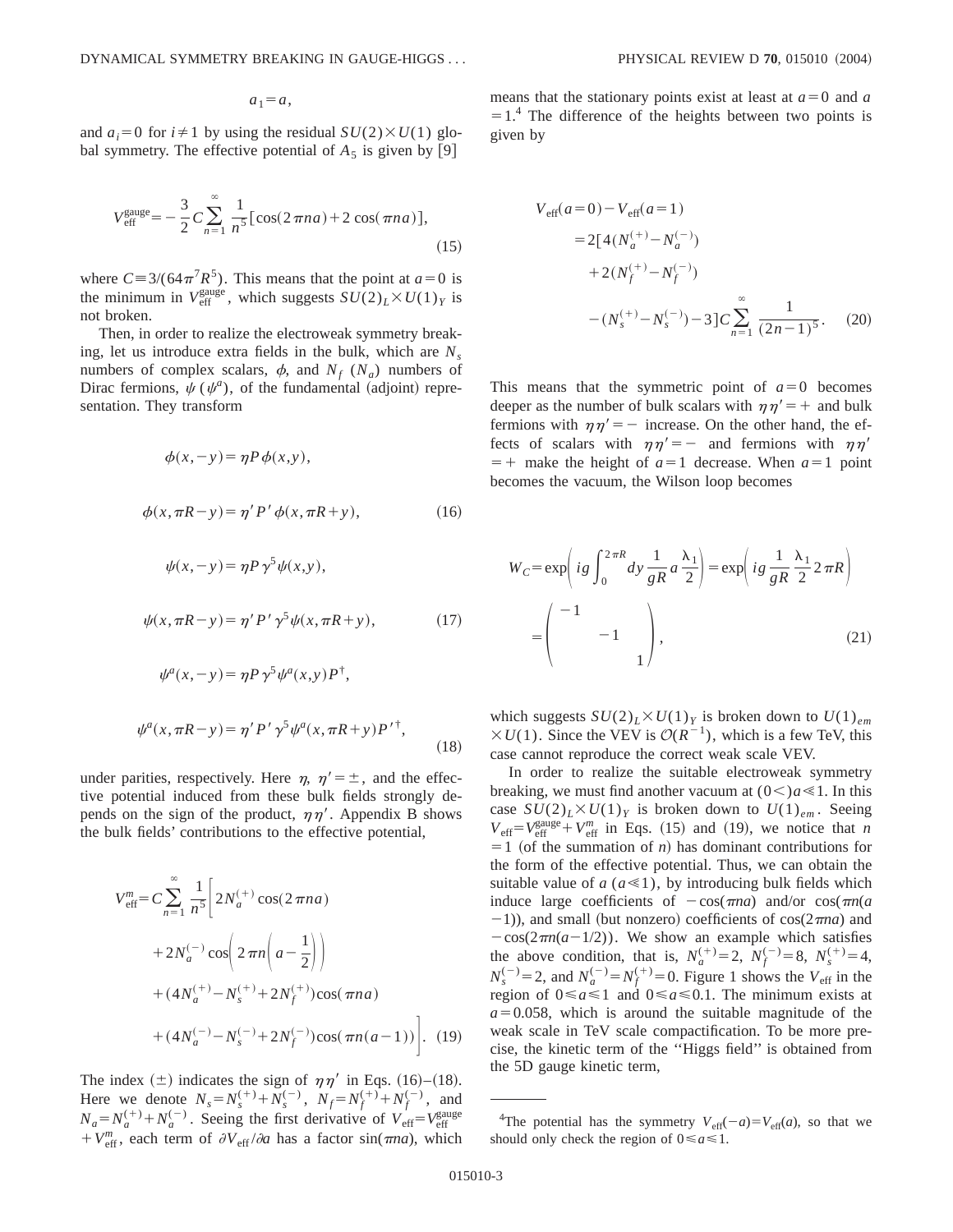$$a_1 = a,$$

and $a_i = 0$ for $i \neq 1$ by using the residual $SU(2) \times U(1)$ global symmetry. The effective potential of $A_5$ is given by [9]

$$V_{\rm eff}^{\rm gauge} = -\frac{3}{2} C \sum_{n=1}^{\infty} \frac{1}{n^5} [\cos(2\pi n a) + 2\cos(\pi n a)], \tag{15}$$

where $C \equiv 3/(64\pi^7 R^5)$. This means that the point at $a=0$ is the minimum in $V_{\rm eff}^{\rm gauge}$, which suggests $SU(2)_L \times U(1)_Y$ is not broken.

Then, in order to realize the electroweak symmetry breaking, let us introduce extra fields in the bulk, which are $N_s$ numbers of complex scalars, $\phi$, and $N_f$ ($N_a$) numbers of Dirac fermions, $\psi$ ($\psi^a$), of the fundamental (adjoint) representation. They transform

$$\phi(x,-y) = \eta P \phi(x,y),$$

$$\phi(x, \pi R - y) = \eta' P' \phi(x, \pi R + y), \tag{16}$$

$$\psi(x,-y) = \eta P \gamma^5 \psi(x,y),$$

$$\psi(x, \pi R - y) = \eta' P' \gamma^5 \psi(x, \pi R + y), \tag{17}$$

$$\psi^a(x,-y) = \eta P \gamma^5 \psi^a(x,y) P^\dagger,$$

$$\psi^a(x, \pi R - y) = \eta' P' \gamma^5 \psi^a(x, \pi R + y) P'^\dagger, \tag{18}$$

under parities, respectively. Here $\eta$, $\eta' = \pm$, and the effective potential induced from these bulk fields strongly depends on the sign of the product, $\eta\eta'$. Appendix B shows the bulk fields' contributions to the effective potential,

$$\begin{aligned}V_{\rm eff}^{m} = C \sum_{n=1}^{\infty} \frac{1}{n^5} \bigg[ & 2N_a^{(+)} \cos(2\pi n a) \\ & + 2N_a^{(-)} \cos\left(2\pi n \left(a - \frac{1}{2}\right)\right) \\ & + (4N_a^{(+)} - N_s^{(+)} + 2N_f^{(+)}) \cos(\pi n a) \\ & + (4N_a^{(-)} - N_s^{(-)} + 2N_f^{(-)}) \cos(\pi n (a-1)) \bigg]. \end{aligned} \tag{19}$$

The index ($\pm$) indicates the sign of $\eta\eta'$ in Eqs. (16)–(18). Here we denote $N_s = N_s^{(+)} + N_s^{(-)}$, $N_f = N_f^{(+)} + N_f^{(-)}$, and $N_a = N_a^{(+)} + N_a^{(-)}$. Seeing the first derivative of $V_{\rm eff} = V_{\rm eff}^{\rm gauge} + V_{\rm eff}^{m}$, each term of $\partial V_{\rm eff}/\partial a$ has a factor $\sin(\pi n a)$, which means that the stationary points exist at least at $a=0$ and $a=1$.[4] The difference of the heights between two points is given by

$$\begin{aligned} V_{\rm eff}(a=0) - V_{\rm eff}(a=1) &= 2[4(N_a^{(+)} - N_a^{(-)}) \\ &\quad + 2(N_f^{(+)} - N_f^{(-)}) \\ &\quad - (N_s^{(+)} - N_s^{(-)}) - 3] C \sum_{n=1}^{\infty} \frac{1}{(2n-1)^5}. \end{aligned} \tag{20}$$

This means that the symmetric point of $a=0$ becomes deeper as the number of bulk scalars with $\eta\eta' = +$ and bulk fermions with $\eta\eta' = -$ increase. On the other hand, the effects of scalars with $\eta\eta' = -$ and fermions with $\eta\eta' = +$ make the height of $a=1$ decrease. When $a=1$ point becomes the vacuum, the Wilson loop becomes

$$W_C = \exp\left( ig \int_0^{2\pi R} dy \frac{1}{gR} a \frac{\lambda_1}{2} \right) = \exp\left( ig \frac{1}{gR} \frac{\lambda_1}{2} 2\pi R \right)$$

$$= \begin{pmatrix} -1 & & \\ & -1 & \\ & & 1 \end{pmatrix}, \tag{21}$$

which suggests $SU(2)_L \times U(1)_Y$ is broken down to $U(1)_{em} \times U(1)$. Since the VEV is $\mathcal{O}(R^{-1})$, which is a few TeV, this case cannot reproduce the correct weak scale VEV.

In order to realize the suitable electroweak symmetry breaking, we must find another vacuum at $(0<)a \ll 1$. In this case $SU(2)_L \times U(1)_Y$ is broken down to $U(1)_{em}$. Seeing $V_{\rm eff} = V_{\rm eff}^{\rm gauge} + V_{\rm eff}^{m}$ in Eqs. (15) and (19), we notice that $n=1$ (of the summation of $n$) has dominant contributions for the form of the effective potential. Thus, we can obtain the suitable value of $a$ ($a \ll 1$), by introducing bulk fields which induce large coefficients of $-\cos(\pi n a)$ and/or $\cos(\pi n(a-1))$, and small (but nonzero) coefficients of $\cos(2\pi n a)$ and $-\cos(2\pi n(a-1/2))$. We show an example which satisfies the above condition, that is, $N_a^{(+)} = 2$, $N_f^{(-)} = 8$, $N_s^{(+)} = 4$, $N_s^{(-)} = 2$, and $N_a^{(-)} = N_f^{(+)} = 0$. Figure 1 shows the $V_{\rm eff}$ in the region of $0 \leq a \leq 1$ and $0 \leq a \leq 0.1$. The minimum exists at $a = 0.058$, which is around the suitable magnitude of the weak scale in TeV scale compactification. To be more precise, the kinetic term of the "Higgs field" is obtained from the 5D gauge kinetic term,

---

[4] The potential has the symmetry $V_{\rm eff}(-a) = V_{\rm eff}(a)$, so that we should only check the region of $0 \leq a \leq 1$.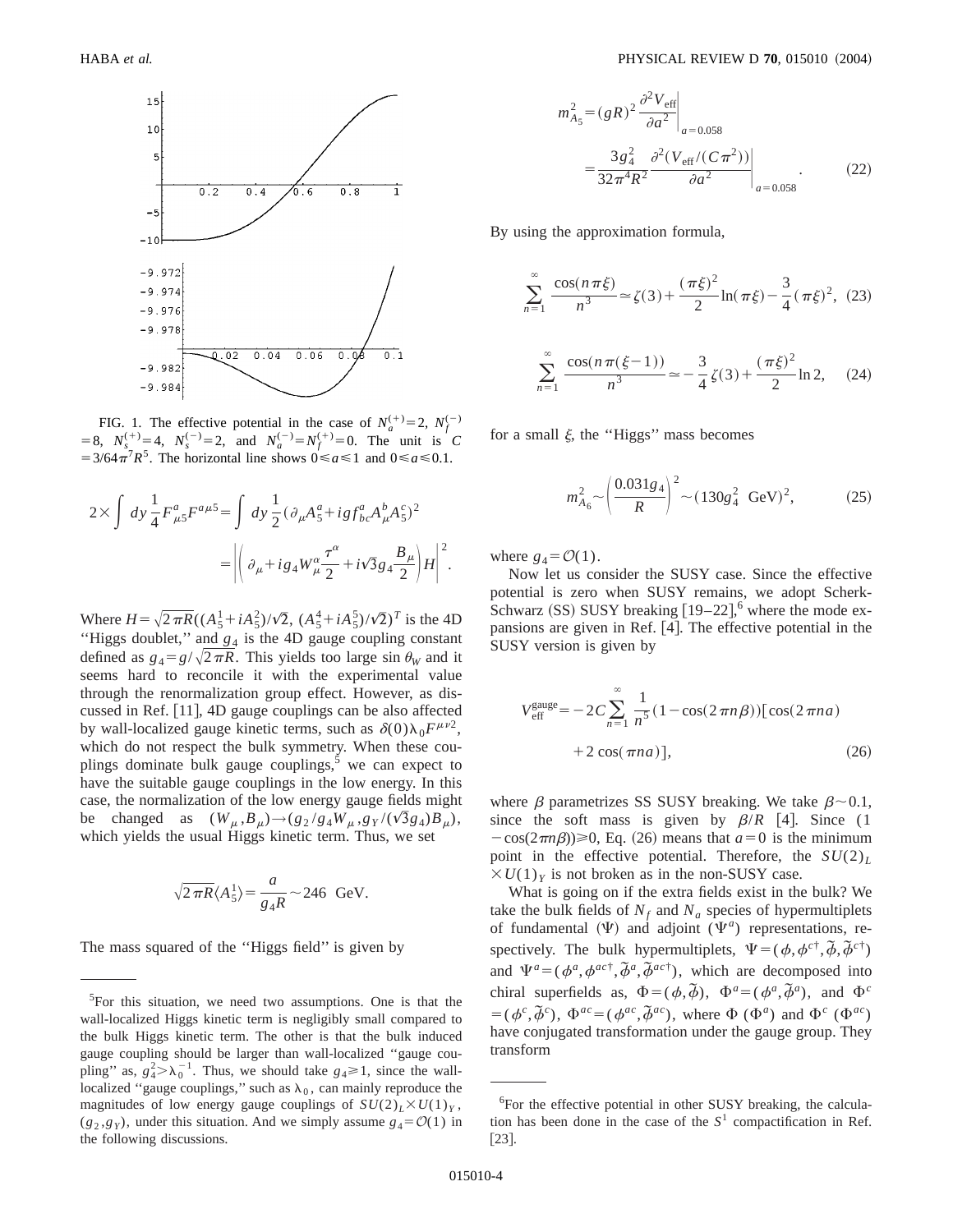FIG. 1. The effective potential in the case of $N_a^{(+)}=2$, $N_f^{(-)}=8$, $N_s^{(+)}=4$, $N_s^{(-)}=2$, and $N_a^{(-)}=N_f^{(+)}=0$. The unit is $C=3/64\pi^7R^5$. The horizontal line shows $0\leqslant a\leqslant 1$ and $0\leqslant a\leqslant 0.1$.

$$2\times\int dy\,\frac{1}{4}F^a_{\mu 5}F^{a\mu 5}=\int dy\,\frac{1}{2}(\partial_\mu A^a_5+igf^a_{bc}A^b_\mu A^c_5)^2$$
$$=\left|\left(\partial_\mu+ig_4W^\alpha_\mu\frac{\tau^\alpha}{2}+i\sqrt{3}g_4\frac{B_\mu}{2}\right)H\right|^2.$$

Where $H=\sqrt{2\pi R}((A^1_5+iA^2_5)/\sqrt{2},(A^4_5+iA^5_5)/\sqrt{2})^T$ is the 4D "Higgs doublet," and $g_4$ is the 4D gauge coupling constant defined as $g_4=g/\sqrt{2\pi R}$. This yields too large $\sin\theta_W$ and it seems hard to reconcile it with the experimental value through the renormalization group effect. However, as discussed in Ref. [11], 4D gauge couplings can be also affected by wall-localized gauge kinetic terms, such as $\delta(0)\lambda_0F^{\mu\nu 2}$, which do not respect the bulk symmetry. When these couplings dominate bulk gauge couplings,[5] we can expect to have the suitable gauge couplings in the low energy. In this case, the normalization of the low energy gauge fields might be changed as $(W_\mu,B_\mu)\to(g_2/g_4W_\mu,g_Y/(\sqrt{3}g_4)B_\mu)$, which yields the usual Higgs kinetic term. Thus, we set

$$\sqrt{2\pi R}\langle A^1_5\rangle=\frac{a}{g_4R}\sim 246\ \text{GeV}.$$

The mass squared of the "Higgs field" is given by

$$m^2_{A_5}=(gR)^2\left.\frac{\partial^2V_{\text{eff}}}{\partial a^2}\right|_{a=0.058}$$
$$=\frac{3g_4^2}{32\pi^4R^2}\left.\frac{\partial^2(V_{\text{eff}}/(C\pi^2))}{\partial a^2}\right|_{a=0.058}. \tag{22}$$

By using the approximation formula,

$$\sum_{n=1}^{\infty}\frac{\cos(n\pi\xi)}{n^3}\simeq\zeta(3)+\frac{(\pi\xi)^2}{2}\ln(\pi\xi)-\frac{3}{4}(\pi\xi)^2, \tag{23}$$

$$\sum_{n=1}^{\infty}\frac{\cos(n\pi(\xi-1))}{n^3}\simeq-\frac{3}{4}\zeta(3)+\frac{(\pi\xi)^2}{2}\ln 2, \tag{24}$$

for a small $\xi$, the "Higgs" mass becomes

$$m^2_{A_6}\sim\left(\frac{0.031g_4}{R}\right)^2\sim(130g_4^2\ \text{GeV})^2, \tag{25}$$

where $g_4=\mathcal{O}(1)$.

Now let us consider the SUSY case. Since the effective potential is zero when SUSY remains, we adopt Scherk-Schwarz (SS) SUSY breaking [19–22],[6] where the mode expansions are given in Ref. [4]. The effective potential in the SUSY version is given by

$$V^{\text{gauge}}_{\text{eff}}=-2C\sum_{n=1}^{\infty}\frac{1}{n^5}(1-\cos(2\pi n\beta))[\cos(2\pi na)$$
$$+2\cos(\pi na)], \tag{26}$$

where $\beta$ parametrizes SS SUSY breaking. We take $\beta\sim 0.1$, since the soft mass is given by $\beta/R$ [4]. Since $(1-\cos(2\pi n\beta))\geqslant 0$, Eq. (26) means that $a=0$ is the minimum point in the effective potential. Therefore, the $SU(2)_L\times U(1)_Y$ is not broken as in the non-SUSY case.

What is going on if the extra fields exist in the bulk? We take the bulk fields of $N_f$ and $N_a$ species of hypermultiplets of fundamental ($\Psi$) and adjoint ($\Psi^a$) representations, respectively. The bulk hypermultiplets, $\Psi=(\phi,\phi^{c\dagger},\tilde{\phi},\tilde{\phi}^{c\dagger})$ and $\Psi^a=(\phi^a,\phi^{ac\dagger},\tilde{\phi}^a,\tilde{\phi}^{ac\dagger})$, which are decomposed into chiral superfields as, $\Phi=(\phi,\tilde{\phi})$, $\Phi^a=(\phi^a,\tilde{\phi}^a)$, and $\Phi^c=(\phi^c,\tilde{\phi}^c)$, $\Phi^{ac}=(\phi^{ac},\tilde{\phi}^{ac})$, where $\Phi$ ($\Phi^a$) and $\Phi^c$ ($\Phi^{ac}$) have conjugated transformation under the gauge group. They transform

---

[5] For this situation, we need two assumptions. One is that the wall-localized Higgs kinetic term is negligibly small compared to the bulk Higgs kinetic term. The other is that the bulk induced gauge coupling should be larger than wall-localized "gauge coupling" as, $g_4^2>\lambda_0^{-1}$. Thus, we should take $g_4\geqslant 1$, since the wall-localized "gauge couplings," such as $\lambda_0$, can mainly reproduce the magnitudes of low energy gauge couplings of $SU(2)_L\times U(1)_Y$, $(g_2,g_Y)$, under this situation. And we simply assume $g_4=\mathcal{O}(1)$ in the following discussions.

[6] For the effective potential in other SUSY breaking, the calculation has been done in the case of the $S^1$ compactification in Ref. [23].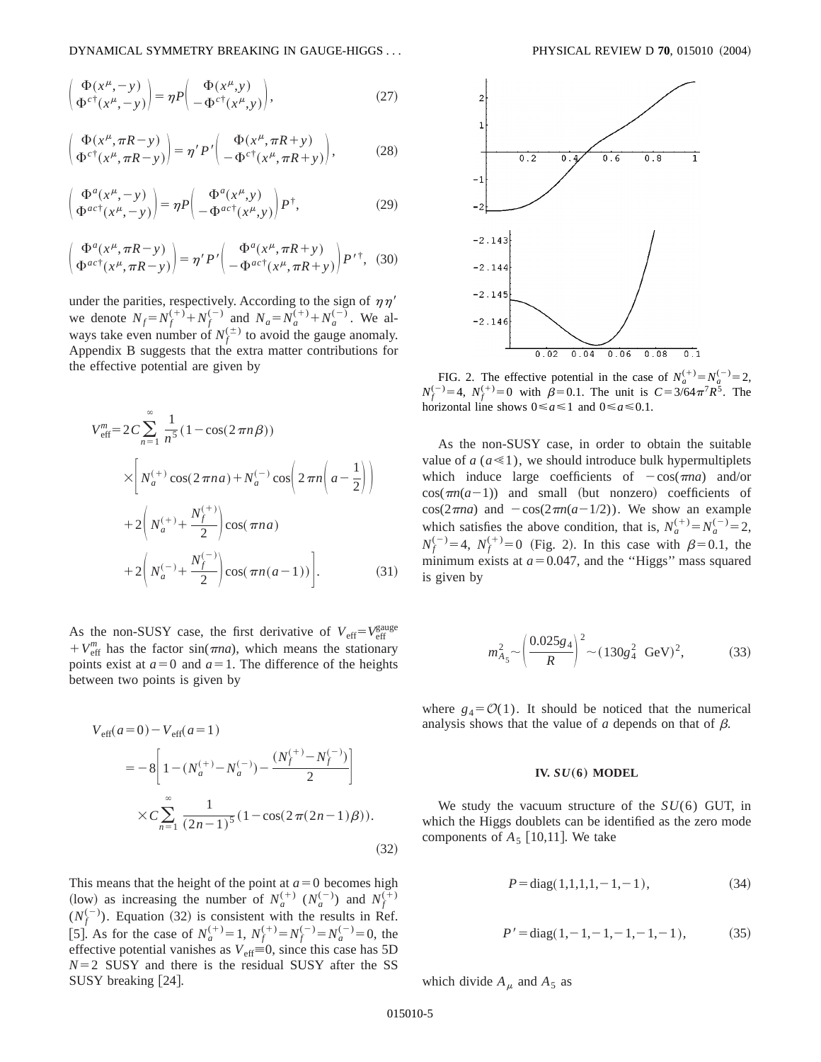$$\begin{pmatrix} \Phi(x^\mu,-y) \\ \Phi^{c\dagger}(x^\mu,-y) \end{pmatrix} = \eta P \begin{pmatrix} \Phi(x^\mu,y) \\ -\Phi^{c\dagger}(x^\mu,y) \end{pmatrix}, \tag{27}$$

$$\begin{pmatrix} \Phi(x^\mu,\pi R-y) \\ \Phi^{c\dagger}(x^\mu,\pi R-y) \end{pmatrix} = \eta' P' \begin{pmatrix} \Phi(x^\mu,\pi R+y) \\ -\Phi^{c\dagger}(x^\mu,\pi R+y) \end{pmatrix}, \tag{28}$$

$$\begin{pmatrix} \Phi^a(x^\mu,-y) \\ \Phi^{ac\dagger}(x^\mu,-y) \end{pmatrix} = \eta P \begin{pmatrix} \Phi^a(x^\mu,y) \\ -\Phi^{ac\dagger}(x^\mu,y) \end{pmatrix} P^\dagger, \tag{29}$$

$$\begin{pmatrix} \Phi^a(x^\mu,\pi R-y) \\ \Phi^{ac\dagger}(x^\mu,\pi R-y) \end{pmatrix} = \eta' P' \begin{pmatrix} \Phi^a(x^\mu,\pi R+y) \\ -\Phi^{ac\dagger}(x^\mu,\pi R+y) \end{pmatrix} P'^\dagger, \tag{30}$$

under the parities, respectively. According to the sign of $\eta\eta'$ we denote $N_f = N_f^{(+)} + N_f^{(-)}$ and $N_a = N_a^{(+)} + N_a^{(-)}$. We always take even number of $N_f^{(\pm)}$ to avoid the gauge anomaly. Appendix B suggests that the extra matter contributions for the effective potential are given by

$$\begin{aligned} V_{\rm eff}^m = 2C\sum_{n=1}^{\infty} \frac{1}{n^5}(1-\cos(2\pi n\beta)) &\times \Bigg[ N_a^{(+)}\cos(2\pi na) + N_a^{(-)}\cos\left(2\pi n\left(a-\frac{1}{2}\right)\right) \\ &+ 2\left(N_a^{(+)} + \frac{N_f^{(+)}}{2}\right)\cos(\pi na) \\ &+ 2\left(N_a^{(-)} + \frac{N_f^{(-)}}{2}\right)\cos(\pi n(a-1))\Bigg]. \end{aligned} \tag{31}$$

As the non-SUSY case, the first derivative of $V_{\rm eff} = V_{\rm eff}^{\rm gauge} + V_{\rm eff}^m$ has the factor $\sin(\pi na)$, which means the stationary points exist at $a=0$ and $a=1$. The difference of the heights between two points is given by

$$\begin{aligned} V_{\rm eff}(a=0) - V_{\rm eff}(a=1) &= -8\left[1-(N_a^{(+)}-N_a^{(-)}) - \frac{(N_f^{(+)}-N_f^{(-)})}{2}\right] \\ &\times C\sum_{n=1}^{\infty}\frac{1}{(2n-1)^5}(1-\cos(2\pi(2n-1)\beta)). \end{aligned} \tag{32}$$

This means that the height of the point at $a=0$ becomes high (low) as increasing the number of $N_a^{(+)}$ ($N_a^{(-)}$) and $N_f^{(+)}$ ($N_f^{(-)}$). Equation (32) is consistent with the results in Ref. [5]. As for the case of $N_a^{(+)}=1$, $N_f^{(+)}=N_f^{(-)}=N_a^{(-)}=0$, the effective potential vanishes as $V_{\rm eff}\equiv 0$, since this case has 5D $N=2$ SUSY and there is the residual SUSY after the SS SUSY breaking [24].

FIG. 2. The effective potential in the case of $N_a^{(+)}=N_a^{(-)}=2$, $N_f^{(-)}=4$, $N_f^{(+)}=0$ with $\beta=0.1$. The unit is $C=3/64\pi^7R^5$. The horizontal line shows $0\le a\le 1$ and $0\le a\le 0.1$.

As the non-SUSY case, in order to obtain the suitable value of $a$ ($a\ll 1$), we should introduce bulk hypermultiplets which induce large coefficients of $-\cos(\pi na)$ and/or $\cos(\pi n(a-1))$ and small (but nonzero) coefficients of $\cos(2\pi na)$ and $-\cos(2\pi n(a-1/2))$. We show an example which satisfies the above condition, that is, $N_a^{(+)}=N_a^{(-)}=2$, $N_f^{(-)}=4$, $N_f^{(+)}=0$ (Fig. 2). In this case with $\beta=0.1$, the minimum exists at $a=0.047$, and the "Higgs" mass squared is given by

$$m_{A_5}^2 \sim \left(\frac{0.025 g_4}{R}\right)^2 \sim (130 g_4^2\ \text{GeV})^2, \tag{33}$$

where $g_4=\mathcal{O}(1)$. It should be noticed that the numerical analysis shows that the value of $a$ depends on that of $\beta$.

## IV. $SU(6)$ MODEL

We study the vacuum structure of the $SU(6)$ GUT, in which the Higgs doublets can be identified as the zero mode components of $A_5$ [10,11]. We take

$$P = \text{diag}(1,1,1,1,-1,-1), \tag{34}$$

$$P' = \text{diag}(1,-1,-1,-1,-1,-1), \tag{35}$$

which divide $A_\mu$ and $A_5$ as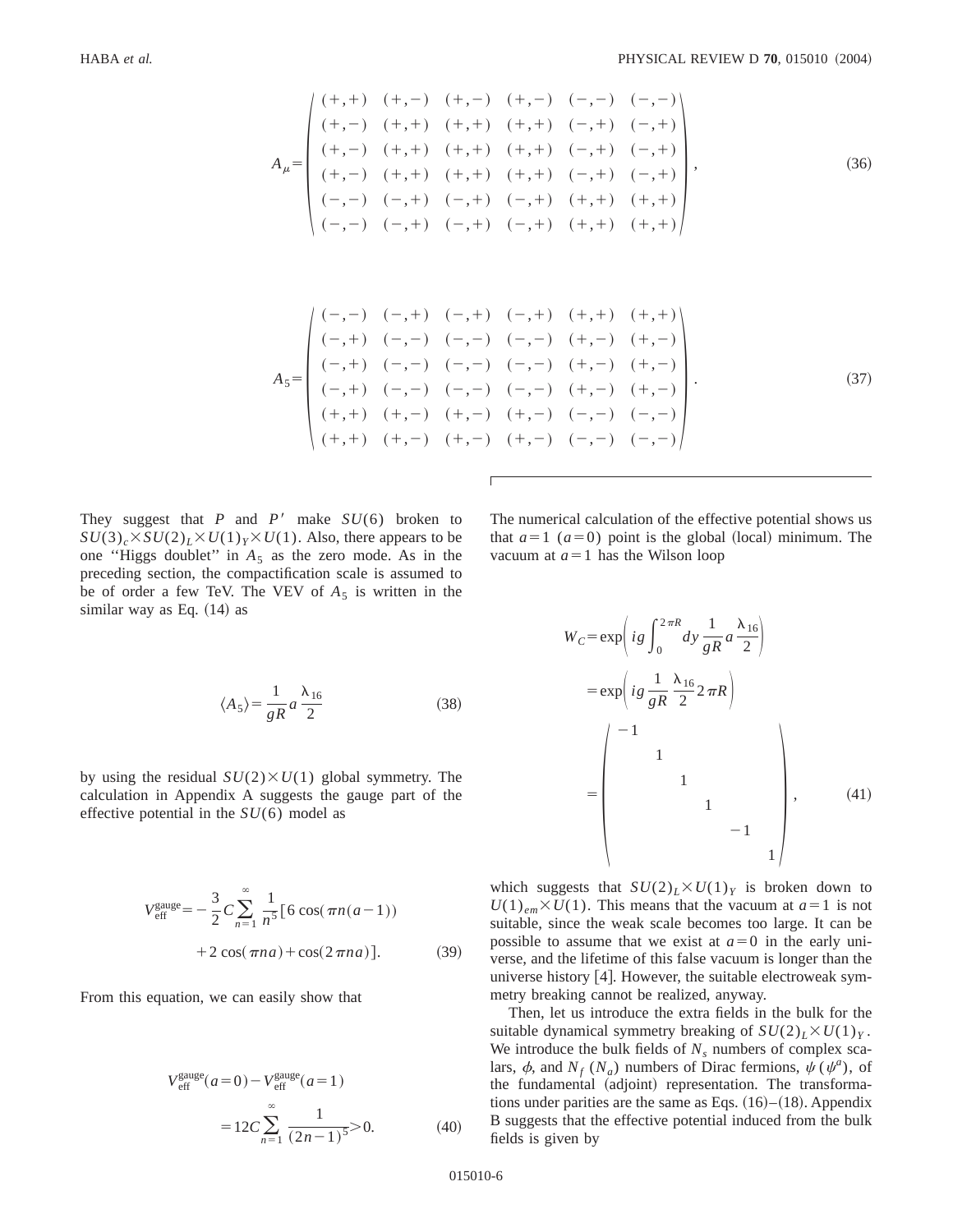$$
A_\mu = \begin{pmatrix}
(+,+) & (+,-) & (+,-) & (+,-) & (-,-) & (-,-) \\
(+,-) & (+,+) & (+,+) & (+,+) & (-,+) & (-,+) \\
(+,-) & (+,+) & (+,+) & (+,+) & (-,+) & (-,+) \\
(+,-) & (+,+) & (+,+) & (+,+) & (-,+) & (-,+) \\
(-,-) & (-,+) & (-,+) & (-,+) & (+,+) & (+,+) \\
(-,-) & (-,+) & (-,+) & (-,+) & (+,+) & (+,+)
\end{pmatrix}, \tag{36}
$$

$$
A_5 = \begin{pmatrix}
(-,-) & (-,+) & (-,+) & (-,+) & (+,+) & (+,+) \\
(-,+) & (-,-) & (-,-) & (-,-) & (+,-) & (+,-) \\
(-,+) & (-,-) & (-,-) & (-,-) & (+,-) & (+,-) \\
(-,+) & (-,-) & (-,-) & (-,-) & (+,-) & (+,-) \\
(+,+) & (+,-) & (+,-) & (+,-) & (-,-) & (-,-) \\
(+,+) & (+,-) & (+,-) & (+,-) & (-,-) & (-,-)
\end{pmatrix}. \tag{37}
$$

They suggest that $P$ and $P'$ make $SU(6)$ broken to $SU(3)_c \times SU(2)_L \times U(1)_Y \times U(1)$. Also, there appears to be one "Higgs doublet" in $A_5$ as the zero mode. As in the preceding section, the compactification scale is assumed to be of order a few TeV. The VEV of $A_5$ is written in the similar way as Eq. (14) as

$$
\langle A_5 \rangle = \frac{1}{gR} a \frac{\lambda_{16}}{2} \tag{38}
$$

by using the residual $SU(2) \times U(1)$ global symmetry. The calculation in Appendix A suggests the gauge part of the effective potential in the $SU(6)$ model as

$$
V_{\rm eff}^{\rm gauge} = -\frac{3}{2} C \sum_{n=1}^{\infty} \frac{1}{n^5} [6 \cos(\pi n(a-1)) + 2\cos(\pi n a) + \cos(2\pi n a)]. \tag{39}
$$

From this equation, we can easily show that

$$
V_{\rm eff}^{\rm gauge}(a=0) - V_{\rm eff}^{\rm gauge}(a=1) = 12C \sum_{n=1}^{\infty} \frac{1}{(2n-1)^5} > 0. \tag{40}
$$

The numerical calculation of the effective potential shows us that $a=1$ ($a=0$) point is the global (local) minimum. The vacuum at $a=1$ has the Wilson loop

$$
\begin{aligned}
W_C &= \exp\left( ig \int_0^{2\pi R} dy \frac{1}{gR} a \frac{\lambda_{16}}{2} \right) \\
&= \exp\left( ig \frac{1}{gR} \frac{\lambda_{16}}{2} 2\pi R \right) \\
&= \begin{pmatrix}
-1 & & & & & \\
 & 1 & & & & \\
 & & 1 & & & \\
 & & & 1 & & \\
 & & & & -1 & \\
 & & & & & 1
\end{pmatrix},
\end{aligned} \tag{41}
$$

which suggests that $SU(2)_L \times U(1)_Y$ is broken down to $U(1)_{em} \times U(1)$. This means that the vacuum at $a=1$ is not suitable, since the weak scale becomes too large. It can be possible to assume that we exist at $a=0$ in the early universe, and the lifetime of this false vacuum is longer than the universe history [4]. However, the suitable electroweak symmetry breaking cannot be realized, anyway.

Then, let us introduce the extra fields in the bulk for the suitable dynamical symmetry breaking of $SU(2)_L \times U(1)_Y$. We introduce the bulk fields of $N_s$ numbers of complex scalars, $\phi$, and $N_f$ ($N_a$) numbers of Dirac fermions, $\psi$ ($\psi^a$), of the fundamental (adjoint) representation. The transformations under parities are the same as Eqs. (16)–(18). Appendix B suggests that the effective potential induced from the bulk fields is given by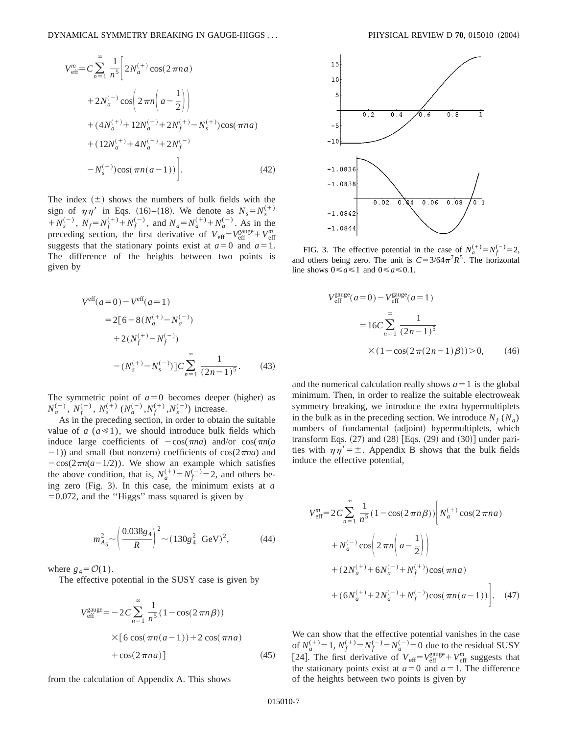$$
V_{\rm eff}^{m} = C\sum_{n=1}^{\infty} \frac{1}{n^5}\Bigg[ 2N_a^{(+)}\cos(2\pi n a) + 2N_a^{(-)}\cos\left(2\pi n\left(a-\frac{1}{2}\right)\right) + (4N_a^{(+)}+12N_a^{(-)}+2N_f^{(+)}-N_s^{(+)})\cos(\pi n a) + (12N_a^{(+)}+4N_a^{(-)}+2N_f^{(-)} - N_s^{(-)})\cos(\pi n(a-1))\Bigg]. \tag{42}
$$

The index $(\pm)$ shows the numbers of bulk fields with the sign of $\eta\eta'$ in Eqs. (16)–(18). We denote as $N_s = N_s^{(+)} + N_s^{(-)}$, $N_f = N_f^{(+)} + N_f^{(-)}$, and $N_a = N_a^{(+)} + N_a^{(-)}$. As in the preceding section, the first derivative of $V_{\rm eff} = V_{\rm eff}^{\rm gauge} + V_{\rm eff}^{m}$ suggests that the stationary points exist at $a=0$ and $a=1$. The difference of the heights between two points is given by

$$
V^{\rm eff}(a=0) - V^{\rm eff}(a=1) = 2[6 - 8(N_a^{(+)} - N_a^{(-)}) + 2(N_f^{(+)} - N_f^{(-)}) - (N_s^{(+)} - N_s^{(-)})]C\sum_{n=1}^{\infty}\frac{1}{(2n-1)^5}. \tag{43}
$$

The symmetric point of $a=0$ becomes deeper (higher) as $N_a^{(+)}$, $N_f^{(-)}$, $N_s^{(+)}$ ($N_a^{(-)}, N_f^{(+)}, N_s^{(-)}$) increase.

As in the preceding section, in order to obtain the suitable value of $a$ ($a \ll 1$), we should introduce bulk fields which induce large coefficients of $-\cos(\pi n a)$ and/or $\cos(\pi n(a-1))$ and small (but nonzero) coefficients of $\cos(2\pi n a)$ and $-\cos(2\pi n(a-1/2))$. We show an example which satisfies the above condition, that is, $N_a^{(+)} = N_f^{(-)} = 2$, and others being zero (Fig. 3). In this case, the minimum exists at $a = 0.072$, and the "Higgs" mass squared is given by

$$
m_{A_5}^2 \sim \left(\frac{0.038 g_4}{R}\right)^2 \sim (130 g_4^2 \ \text{GeV})^2, \tag{44}
$$

where $g_4 = \mathcal{O}(1)$.

The effective potential in the SUSY case is given by

$$
V_{\rm eff}^{\rm gauge} = -2C\sum_{n=1}^{\infty}\frac{1}{n^5}(1-\cos(2\pi n\beta)) \times [6\cos(\pi n(a-1)) + 2\cos(\pi n a) + \cos(2\pi n a)] \tag{45}
$$

from the calculation of Appendix A. This shows

FIG. 3. The effective potential in the case of $N_a^{(+)} = N_f^{(-)} = 2$, and others being zero. The unit is $C = 3/64\pi^7 R^5$. The horizontal line shows $0 \leqslant a \leqslant 1$ and $0 \leqslant a \leqslant 0.1$.

$$
V_{\rm eff}^{\rm gauge}(a=0) - V_{\rm eff}^{\rm gauge}(a=1) = 16C\sum_{n=1}^{\infty}\frac{1}{(2n-1)^5} \times (1 - \cos(2\pi(2n-1)\beta)) > 0, \tag{46}
$$

and the numerical calculation really shows $a=1$ is the global minimum. Then, in order to realize the suitable electroweak symmetry breaking, we introduce the extra hypermultiplets in the bulk as in the preceding section. We introduce $N_f$ ($N_a$) numbers of fundamental (adjoint) hypermultiplets, which transform Eqs. (27) and (28) [Eqs. (29) and (30)] under parities with $\eta\eta' = \pm$. Appendix B shows that the bulk fields induce the effective potential,

$$
V_{\rm eff}^{m} = 2C\sum_{n=1}^{\infty}\frac{1}{n^5}(1-\cos(2\pi n\beta))\Bigg[ N_a^{(+)}\cos(2\pi n a) + N_a^{(-)}\cos\left(2\pi n\left(a-\frac{1}{2}\right)\right) + (2N_a^{(+)} + 6N_a^{(-)} + N_f^{(+)})\cos(\pi n a) + (6N_a^{(+)} + 2N_a^{(-)} + N_f^{(-)})\cos(\pi n(a-1))\Bigg]. \tag{47}
$$

We can show that the effective potential vanishes in the case of $N_a^{(+)} = 1$, $N_f^{(+)} = N_f^{(-)} = N_a^{(-)} = 0$ due to the residual SUSY [24]. The first derivative of $V_{\rm eff} = V_{\rm eff}^{\rm gauge} + V_{\rm eff}^{m}$ suggests that the stationary points exist at $a=0$ and $a=1$. The difference of the heights between two points is given by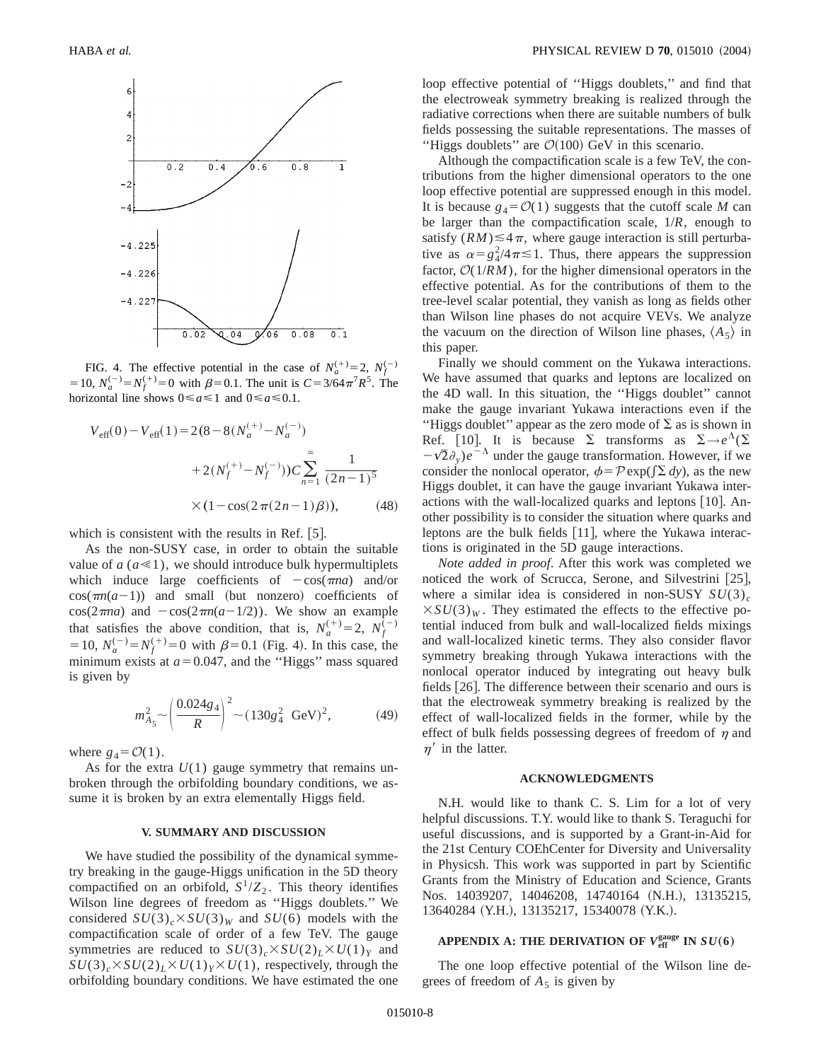FIG. 4. The effective potential in the case of $N_a^{(+)}=2$, $N_f^{(-)}=10$, $N_a^{(-)}=N_f^{(+)}=0$ with $\beta=0.1$. The unit is $C=3/64\pi^7R^5$. The horizontal line shows $0\leq a\leq 1$ and $0\leq a\leq 0.1$.

$$
\begin{aligned}
V_{\rm eff}(0)-V_{\rm eff}(1)=2\big(8-8(N_a^{(+)}-N_a^{(-)})&\\
+2(N_f^{(+)}-N_f^{(-)})\big)C\sum_{n=1}^{\infty}\frac{1}{(2n-1)^5}&\\
\times(1-\cos(2\pi(2n-1)\beta)),&
\end{aligned}
\tag{48}
$$

which is consistent with the results in Ref. [5].

As the non-SUSY case, in order to obtain the suitable value of $a$ ($a\ll 1$), we should introduce bulk hypermultiplets which induce large coefficients of $-\cos(\pi n a)$ and/or $\cos(\pi n(a-1))$ and small (but nonzero) coefficients of $\cos(2\pi n a)$ and $-\cos(2\pi n(a-1/2))$. We show an example that satisfies the above condition, that is, $N_a^{(+)}=2$, $N_f^{(-)}=10$, $N_a^{(-)}=N_f^{(+)}=0$ with $\beta=0.1$ (Fig. 4). In this case, the minimum exists at $a=0.047$, and the "Higgs" mass squared is given by

$$
m_{A_5}^2\sim\left(\frac{0.024g_4}{R}\right)^2\sim(130g_4^2\ \mathrm{GeV})^2,
\tag{49}
$$

where $g_4=\mathcal{O}(1)$.

As for the extra $U(1)$ gauge symmetry that remains unbroken through the orbifolding boundary conditions, we assume it is broken by an extra elementally Higgs field.

## V. SUMMARY AND DISCUSSION

We have studied the possibility of the dynamical symmetry breaking in the gauge-Higgs unification in the 5D theory compactified on an orbifold, $S^1/Z_2$. This theory identifies Wilson line degrees of freedom as "Higgs doublets." We considered $SU(3)_c\times SU(3)_W$ and $SU(6)$ models with the compactification scale of order of a few TeV. The gauge symmetries are reduced to $SU(3)_c\times SU(2)_L\times U(1)_Y$ and $SU(3)_c\times SU(2)_L\times U(1)_Y\times U(1)$, respectively, through the orbifolding boundary conditions. We have estimated the one loop effective potential of "Higgs doublets," and find that the electroweak symmetry breaking is realized through the radiative corrections when there are suitable numbers of bulk fields possessing the suitable representations. The masses of "Higgs doublets" are $\mathcal{O}(100)$ GeV in this scenario.

Although the compactification scale is a few TeV, the contributions from the higher dimensional operators to the one loop effective potential are suppressed enough in this model. It is because $g_4=\mathcal{O}(1)$ suggests that the cutoff scale $M$ can be larger than the compactification scale, $1/R$, enough to satisfy $(RM)\lesssim 4\pi$, where gauge interaction is still perturbative as $\alpha=g_4^2/4\pi\lesssim 1$. Thus, there appears the suppression factor, $\mathcal{O}(1/RM)$, for the higher dimensional operators in the effective potential. As for the contributions of them to the tree-level scalar potential, they vanish as long as fields other than Wilson line phases do not acquire VEVs. We analyze the vacuum on the direction of Wilson line phases, $\langle A_5\rangle$ in this paper.

Finally we should comment on the Yukawa interactions. We have assumed that quarks and leptons are localized on the 4D wall. In this situation, the "Higgs doublet" cannot make the gauge invariant Yukawa interactions even if the "Higgs doublet" appear as the zero mode of $\Sigma$ as is shown in Ref. [10]. It is because $\Sigma$ transforms as $\Sigma\to e^{\Lambda}(\Sigma-\sqrt{2}\partial_y)e^{-\Lambda}$ under the gauge transformation. However, if we consider the nonlocal operator, $\phi=\mathcal{P}\exp(\int\Sigma\, dy)$, as the new Higgs doublet, it can have the gauge invariant Yukawa interactions with the wall-localized quarks and leptons [10]. Another possibility is to consider the situation where quarks and leptons are the bulk fields [11], where the Yukawa interactions is originated in the 5D gauge interactions.

*Note added in proof.* After this work was completed we noticed the work of Scrucca, Serone, and Silvestrini [25], where a similar idea is considered in non-SUSY $SU(3)_c\times SU(3)_W$. They estimated the effects to the effective potential induced from bulk and wall-localized fields mixings and wall-localized kinetic terms. They also consider flavor symmetry breaking through Yukawa interactions with the nonlocal operator induced by integrating out heavy bulk fields [26]. The difference between their scenario and ours is that the electroweak symmetry breaking is realized by the effect of wall-localized fields in the former, while by the effect of bulk fields possessing degrees of freedom of $\eta$ and $\eta'$ in the latter.

## ACKNOWLEDGMENTS

N.H. would like to thank C. S. Lim for a lot of very helpful discussions. T.Y. would like to thank S. Teraguchi for useful discussions, and is supported by a Grant-in-Aid for the 21st Century COEhCenter for Diversity and Universality in Physicsh. This work was supported in part by Scientific Grants from the Ministry of Education and Science, Grants Nos. 14039207, 14046208, 14740164 (N.H.), 13135215, 13640284 (Y.H.), 13135217, 15340078 (Y.K.).

## APPENDIX A: THE DERIVATION OF $V_{\rm eff}^{\rm gauge}$ IN $SU(6)$

The one loop effective potential of the Wilson line degrees of freedom of $A_5$ is given by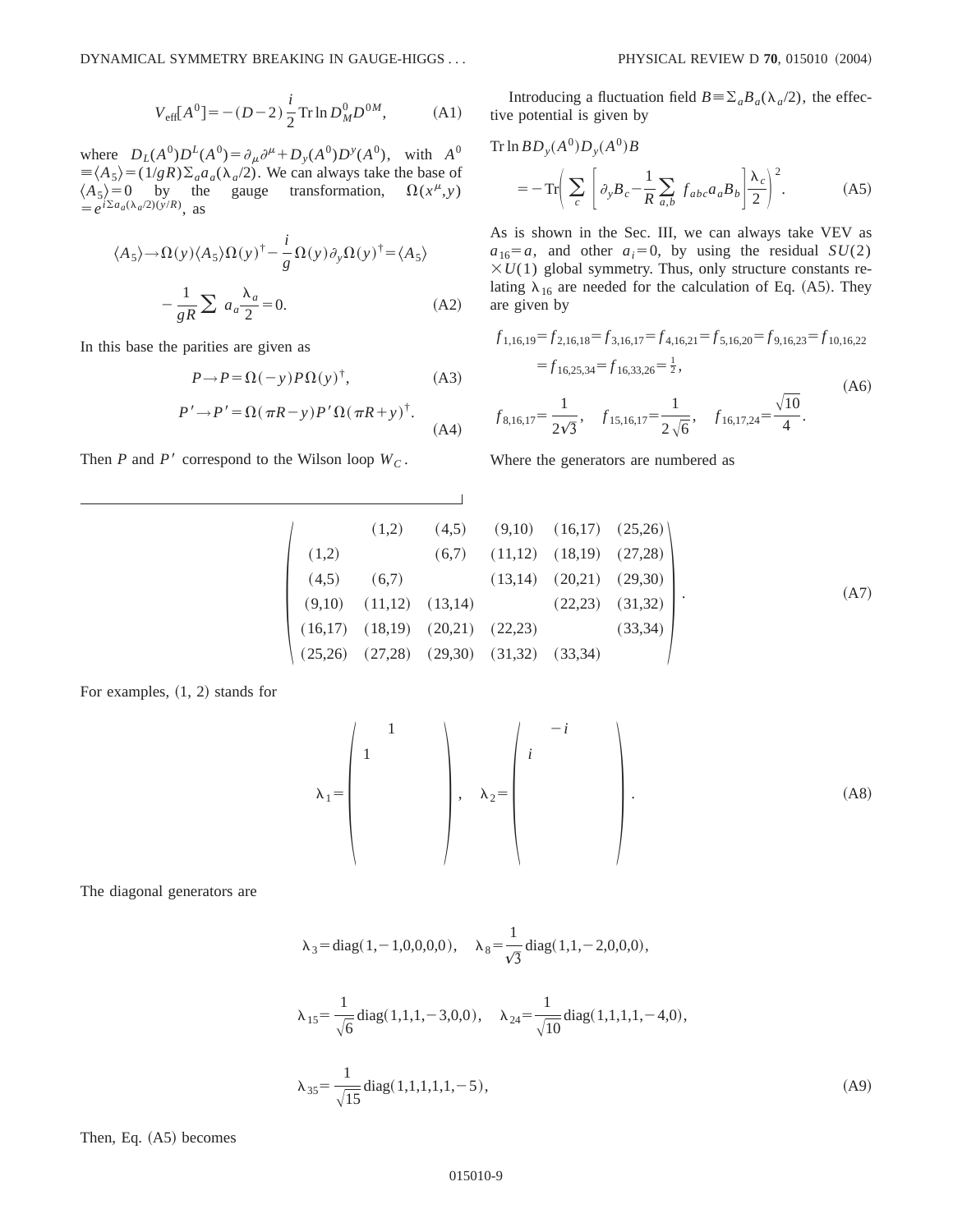$$V_{\rm eff}[A^0] = -(D-2)\frac{i}{2}\,{\rm Tr}\ln D_M^0 D^{0M}, \qquad \text{(A1)}$$

where $D_L(A^0)D^L(A^0) = \partial_\mu \partial^\mu + D_y(A^0)D^y(A^0)$, with $A^0 \equiv \langle A_5 \rangle = (1/gR)\Sigma_a a_a(\lambda_a/2)$. We can always take the base of $\langle A_5 \rangle = 0$ by the gauge transformation, $\Omega(x^\mu, y) = e^{i\Sigma a_a(\lambda_a/2)(y/R)}$, as

$$\langle A_5 \rangle \to \Omega(y)\langle A_5 \rangle \Omega(y)^\dagger - \frac{i}{g}\Omega(y)\partial_y \Omega(y)^\dagger = \langle A_5 \rangle - \frac{1}{gR}\sum a_a \frac{\lambda_a}{2} = 0. \qquad \text{(A2)}$$

In this base the parities are given as

$$P \to P = \Omega(-y) P \Omega(y)^\dagger, \qquad \text{(A3)}$$

$$P' \to P' = \Omega(\pi R - y) P' \Omega(\pi R + y)^\dagger. \qquad \text{(A4)}$$

Then $P$ and $P'$ correspond to the Wilson loop $W_C$.

Introducing a fluctuation field $B \equiv \Sigma_a B_a(\lambda_a/2)$, the effective potential is given by

$$\begin{aligned}{\rm Tr}\ln B D_y(A^0) D_y(A^0) B \\ = -{\rm Tr}\left( \sum_c \left[ \partial_y B_c - \frac{1}{R}\sum_{a,b} f_{abc} a_a B_b \right] \frac{\lambda_c}{2} \right)^2. \end{aligned}\qquad \text{(A5)}$$

As is shown in the Sec. III, we can always take VEV as $a_{16} = a$, and other $a_i = 0$, by using the residual $SU(2) \times U(1)$ global symmetry. Thus, only structure constants relating $\lambda_{16}$ are needed for the calculation of Eq. (A5). They are given by

$$\begin{aligned} &f_{1,16,19} = f_{2,16,18} = f_{3,16,17} = f_{4,16,21} = f_{5,16,20} = f_{9,16,23} = f_{10,16,22} \\ &\qquad = f_{16,25,34} = f_{16,33,26} = \tfrac{1}{2}, \\ &f_{8,16,17} = \frac{1}{2\sqrt{3}}, \quad f_{15,16,17} = \frac{1}{2\sqrt{6}}, \quad f_{16,17,24} = \frac{\sqrt{10}}{4}. \end{aligned} \qquad \text{(A6)}$$

Where the generators are numbered as

$$\begin{pmatrix} & (1,2) & (4,5) & (9,10) & (16,17) & (25,26) \\ (1,2) & & (6,7) & (11,12) & (18,19) & (27,28) \\ (4,5) & (6,7) & & (13,14) & (20,21) & (29,30) \\ (9,10) & (11,12) & (13,14) & & (22,23) & (31,32) \\ (16,17) & (18,19) & (20,21) & (22,23) & & (33,34) \\ (25,26) & (27,28) & (29,30) & (31,32) & (33,34) & \end{pmatrix}. \qquad \text{(A7)}$$

For examples, (1, 2) stands for

$$\lambda_1 = \begin{pmatrix} & 1 & & & & \\ 1 & & & & & \\ & & & & & \\ & & & & & \\ & & & & & \\ & & & & & \end{pmatrix}, \quad \lambda_2 = \begin{pmatrix} & -i & & & & \\ i & & & & & \\ & & & & & \\ & & & & & \\ & & & & & \\ & & & & & \end{pmatrix}. \qquad \text{(A8)}$$

The diagonal generators are

$$\begin{aligned} &\lambda_3 = {\rm diag}(1,-1,0,0,0,0), \quad \lambda_8 = \frac{1}{\sqrt{3}}{\rm diag}(1,1,-2,0,0,0), \\ &\lambda_{15} = \frac{1}{\sqrt{6}}{\rm diag}(1,1,1,-3,0,0), \quad \lambda_{24} = \frac{1}{\sqrt{10}}{\rm diag}(1,1,1,1,-4,0), \\ &\lambda_{35} = \frac{1}{\sqrt{15}}{\rm diag}(1,1,1,1,1,-5), \end{aligned} \qquad \text{(A9)}$$

Then, Eq. (A5) becomes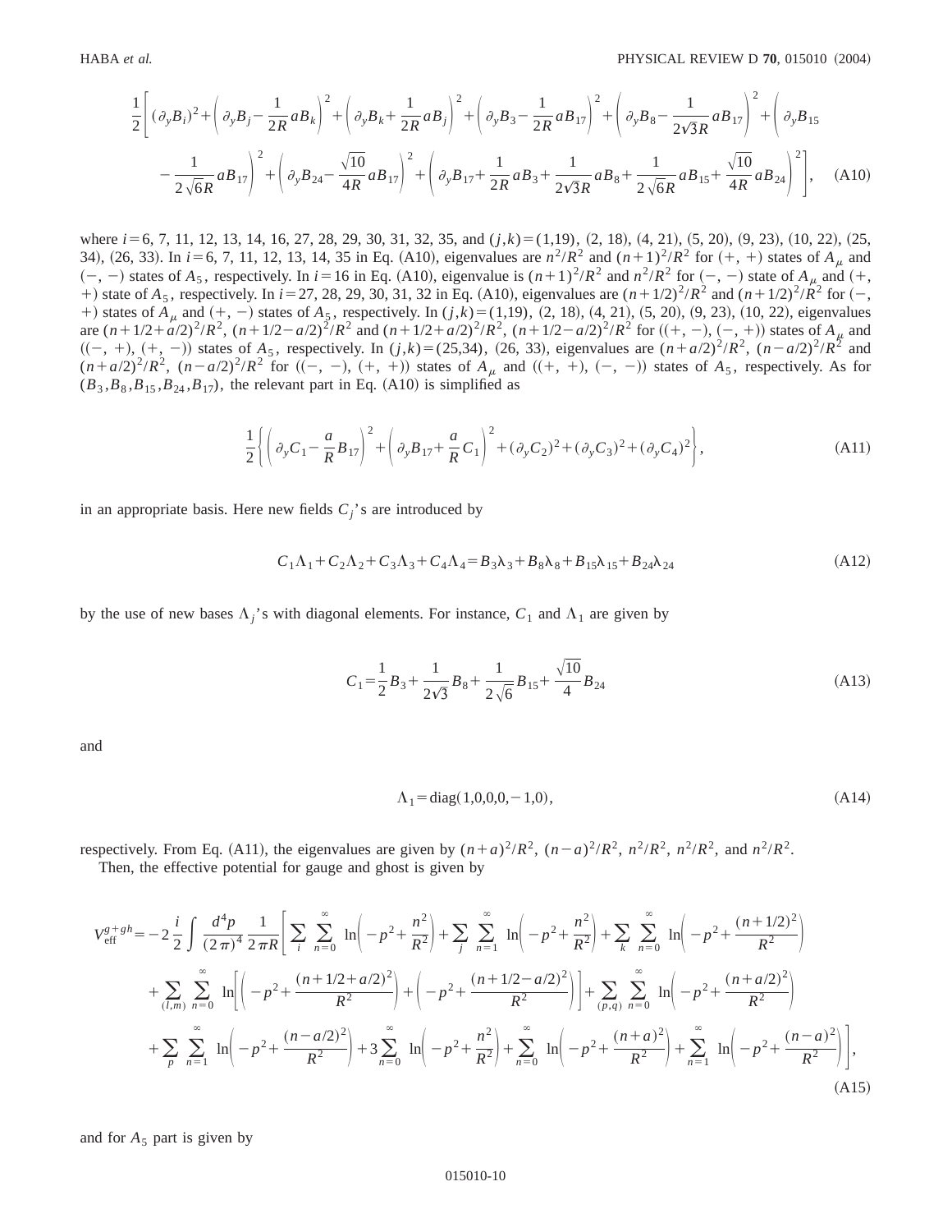$$
\frac{1}{2}\Bigg[(\partial_y B_i)^2+\left(\partial_y B_j-\frac{1}{2R}aB_k\right)^2+\left(\partial_y B_k+\frac{1}{2R}aB_j\right)^2+\left(\partial_y B_3-\frac{1}{2R}aB_{17}\right)^2+\left(\partial_y B_8-\frac{1}{2\sqrt{3}R}aB_{17}\right)^2+\Bigg(\partial_y B_{15}
$$
$$
-\frac{1}{2\sqrt{6}R}aB_{17}\Bigg)^2+\left(\partial_y B_{24}-\frac{\sqrt{10}}{4R}aB_{17}\right)^2+\left(\partial_y B_{17}+\frac{1}{2R}aB_3+\frac{1}{2\sqrt{3}R}aB_8+\frac{1}{2\sqrt{6}R}aB_{15}+\frac{\sqrt{10}}{4R}aB_{24}\right)^2\Bigg], \tag{A10}
$$

where $i=6$, 7, 11, 12, 13, 14, 16, 27, 28, 29, 30, 31, 32, 35, and $(j,k)=(1,19)$, (2, 18), (4, 21), (5, 20), (9, 23), (10, 22), (25, 34), (26, 33). In $i=6$, 7, 11, 12, 13, 14, 35 in Eq. (A10), eigenvalues are $n^2/R^2$ and $(n+1)^2/R^2$ for $(+,+)$ states of $A_\mu$ and $(-,-)$ states of $A_5$, respectively. In $i=16$ in Eq. (A10), eigenvalue is $(n+1)^2/R^2$ and $n^2/R^2$ for $(-,-)$ state of $A_\mu$ and $(+,+)$ state of $A_5$, respectively. In $i=27$, 28, 29, 30, 31, 32 in Eq. (A10), eigenvalues are $(n+1/2)^2/R^2$ and $(n+1/2)^2/R^2$ for $(-,+)$ states of $A_\mu$ and $(+,-)$ states of $A_5$, respectively. In $(j,k)=(1,19)$, (2, 18), (4, 21), (5, 20), (9, 23), (10, 22), eigenvalues are $(n+1/2+a/2)^2/R^2$, $(n+1/2-a/2)^2/R^2$ and $(n+1/2+a/2)^2/R^2$, $(n+1/2-a/2)^2/R^2$ for $((+,-),(-,+))$ states of $A_\mu$ and $((-,+),(+,-))$ states of $A_5$, respectively. In $(j,k)=(25,34)$, (26, 33), eigenvalues are $(n+a/2)^2/R^2$, $(n-a/2)^2/R^2$ and $(n+a/2)^2/R^2$, $(n-a/2)^2/R^2$ for $((-,-),(+,+))$ states of $A_\mu$ and $((+,+),(-,-))$ states of $A_5$, respectively. As for $(B_3,B_8,B_{15},B_{24},B_{17})$, the relevant part in Eq. (A10) is simplified as

$$
\frac{1}{2}\left\{\left(\partial_y C_1-\frac{a}{R}B_{17}\right)^2+\left(\partial_y B_{17}+\frac{a}{R}C_1\right)^2+(\partial_y C_2)^2+(\partial_y C_3)^2+(\partial_y C_4)^2\right\}, \tag{A11}
$$

in an appropriate basis. Here new fields $C_j$'s are introduced by

$$
C_1\Lambda_1+C_2\Lambda_2+C_3\Lambda_3+C_4\Lambda_4=B_3\lambda_3+B_8\lambda_8+B_{15}\lambda_{15}+B_{24}\lambda_{24} \tag{A12}
$$

by the use of new bases $\Lambda_j$'s with diagonal elements. For instance, $C_1$ and $\Lambda_1$ are given by

$$
C_1=\frac{1}{2}B_3+\frac{1}{2\sqrt{3}}B_8+\frac{1}{2\sqrt{6}}B_{15}+\frac{\sqrt{10}}{4}B_{24} \tag{A13}
$$

and

$$
\Lambda_1=\mathrm{diag}(1,0,0,0,-1,0), \tag{A14}
$$

respectively. From Eq. (A11), the eigenvalues are given by $(n+a)^2/R^2$, $(n-a)^2/R^2$, $n^2/R^2$, $n^2/R^2$, and $n^2/R^2$.

Then, the effective potential for gauge and ghost is given by

$$
\begin{aligned}
V_{\rm eff}^{g+gh}=&-2\frac{i}{2}\int\frac{d^4p}{(2\pi)^4}\frac{1}{2\pi R}\Bigg[\sum_i\sum_{n=0}^{\infty}\ln\left(-p^2+\frac{n^2}{R^2}\right)+\sum_j\sum_{n=1}^{\infty}\ln\left(-p^2+\frac{n^2}{R^2}\right)+\sum_k\sum_{n=0}^{\infty}\ln\left(-p^2+\frac{(n+1/2)^2}{R^2}\right)\\
&+\sum_{(l,m)}\sum_{n=0}^{\infty}\ln\left[\left(-p^2+\frac{(n+1/2+a/2)^2}{R^2}\right)+\left(-p^2+\frac{(n+1/2-a/2)^2}{R^2}\right)\right]+\sum_{(p,q)}\sum_{n=0}^{\infty}\ln\left(-p^2+\frac{(n+a/2)^2}{R^2}\right)\\
&+\sum_p\sum_{n=1}^{\infty}\ln\left(-p^2+\frac{(n-a/2)^2}{R^2}\right)+3\sum_{n=0}^{\infty}\ln\left(-p^2+\frac{n^2}{R^2}\right)+\sum_{n=0}^{\infty}\ln\left(-p^2+\frac{(n+a)^2}{R^2}\right)+\sum_{n=1}^{\infty}\ln\left(-p^2+\frac{(n-a)^2}{R^2}\right)\Bigg],
\end{aligned} \tag{A15}
$$

and for $A_5$ part is given by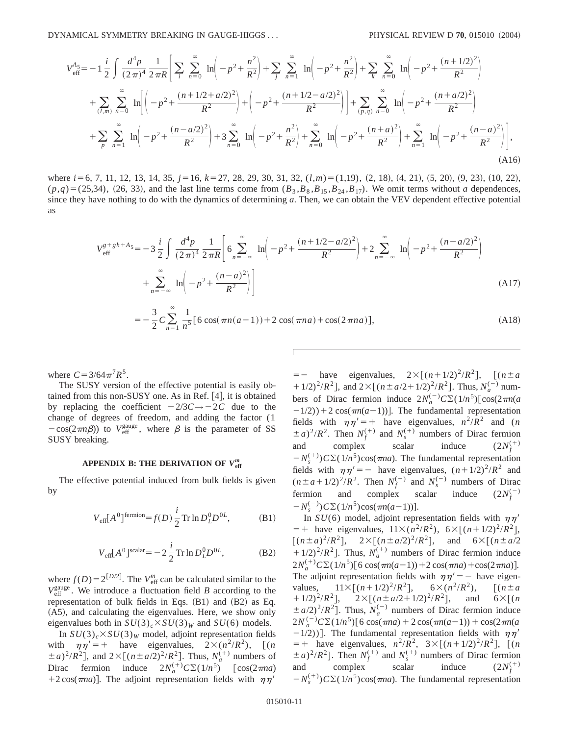$$V_{\rm eff}^{A_5} = -1\frac{i}{2}\int\frac{d^4p}{(2\pi)^4}\frac{1}{2\pi R}\Bigg[\sum_i\sum_{n=0}^{\infty}\ln\left(-p^2+\frac{n^2}{R^2}\right)+\sum_j\sum_{n=1}^{\infty}\ln\left(-p^2+\frac{n^2}{R^2}\right)+\sum_k\sum_{n=0}^{\infty}\ln\left(-p^2+\frac{(n+1/2)^2}{R^2}\right)$$
$$+\sum_{(l,m)}\sum_{n=0}^{\infty}\ln\left[\left(-p^2+\frac{(n+1/2+a/2)^2}{R^2}\right)+\left(-p^2+\frac{(n+1/2-a/2)^2}{R^2}\right)\right]+\sum_{(p,q)}\sum_{n=0}^{\infty}\ln\left(-p^2+\frac{(n+a/2)^2}{R^2}\right)$$
$$+\sum_p\sum_{n=1}^{\infty}\ln\left(-p^2+\frac{(n-a/2)^2}{R^2}\right)+3\sum_{n=0}^{\infty}\ln\left(-p^2+\frac{n^2}{R^2}\right)+\sum_{n=0}^{\infty}\ln\left(-p^2+\frac{(n+a)^2}{R^2}\right)+\sum_{n=1}^{\infty}\ln\left(-p^2+\frac{(n-a)^2}{R^2}\right)\Bigg],\tag{A16}$$

where $i=6, 7, 11, 12, 13, 14, 35$, $j=16$, $k=27, 28, 29, 30, 31, 32$, $(l,m)=(1,19)$, $(2, 18)$, $(4, 21)$, $(5, 20)$, $(9, 23)$, $(10, 22)$, $(p,q)=(25,34)$, $(26, 33)$, and the last line terms come from $(B_3, B_8, B_{15}, B_{24}, B_{17})$. We omit terms without $a$ dependences, since they have nothing to do with the dynamics of determining $a$. Then, we can obtain the VEV dependent effective potential as

$$V_{\rm eff}^{g+gh+A_5} = -3\frac{i}{2}\int\frac{d^4p}{(2\pi)^4}\frac{1}{2\pi R}\Bigg[6\sum_{n=-\infty}^{\infty}\ln\left(-p^2+\frac{(n+1/2-a/2)^2}{R^2}\right)+2\sum_{n=-\infty}^{\infty}\ln\left(-p^2+\frac{(n-a/2)^2}{R^2}\right)$$
$$+\sum_{n=-\infty}^{\infty}\ln\left(-p^2+\frac{(n-a)^2}{R^2}\right)\Bigg]\tag{A17}$$

$$= -\frac{3}{2}C\sum_{n=1}^{\infty}\frac{1}{n^5}[6\cos(\pi n(a-1))+2\cos(\pi na)+\cos(2\pi na)],\tag{A18}$$

where $C=3/64\pi^7R^5$.

The SUSY version of the effective potential is easily obtained from this non-SUSY one. As in Ref. [4], it is obtained by replacing the coefficient $-2/3C\to -2C$ due to the change of degrees of freedom, and adding the factor $(1-\cos(2\pi n\beta))$ to $V_{\rm eff}^{\rm gauge}$, where $\beta$ is the parameter of SS SUSY breaking.

## APPENDIX B: THE DERIVATION OF $V_{\rm eff}^m$

The effective potential induced from bulk fields is given by

$$V_{\rm eff}[A^0]^{\rm fermion} = f(D)\frac{i}{2}{\rm Tr}\ln D_L^0 D^{0L},\tag{B1}$$

$$V_{\rm eff}[A^0]^{\rm scalar} = -2\frac{i}{2}{\rm Tr}\ln D_L^0 D^{0L},\tag{B2}$$

where $f(D)=2^{[D/2]}$. The $V_{\rm eff}^m$ can be calculated similar to the $V_{\rm eff}^{\rm gauge}$. We introduce a fluctuation field $B$ according to the representation of bulk fields in Eqs. (B1) and (B2) as Eq. (A5), and calculating the eigenvalues. Here, we show only eigenvalues both in $SU(3)_c\times SU(3)_W$ and $SU(6)$ models.

In $SU(3)_c\times SU(3)_W$ model, adjoint representation fields with $\eta\eta'=+$ have eigenvalues, $2\times(n^2/R^2)$, $[(n\pm a)^2/R^2]$, and $2\times[(n\pm a/2)^2/R^2]$. Thus, $N_a^{(+)}$ numbers of Dirac fermion induce $2N_a^{(+)}C\Sigma(1/n^5)$ $[\cos(2\pi na)+2\cos(\pi na)]$. The adjoint representation fields with $\eta\eta'=-$ have eigenvalues, $2\times[(n+1/2)^2/R^2]$, $[(n\pm a+1/2)^2/R^2]$, and $2\times[(n\pm a/2+1/2)^2/R^2]$. Thus, $N_a^{(-)}$ numbers of Dirac fermion induce $2N_a^{(-)}C\Sigma(1/n^5)[\cos(2\pi n(a-1/2))+2\cos(\pi n(a-1))]$. The fundamental representation fields with $\eta\eta'=+$ have eigenvalues, $n^2/R^2$ and $(n\pm a)^2/R^2$. Then $N_f^{(+)}$ and $N_s^{(+)}$ numbers of Dirac fermion and complex scalar induce $(2N_f^{(+)}-N_s^{(+)})C\Sigma(1/n^5)\cos(\pi na)$. The fundamental representation fields with $\eta\eta'=-$ have eigenvalues, $(n+1/2)^2/R^2$ and $(n\pm a+1/2)^2/R^2$. Then $N_f^{(-)}$ and $N_s^{(-)}$ numbers of Dirac fermion and complex scalar induce $(2N_f^{(-)}-N_s^{(-)})C\Sigma(1/n^5)\cos(\pi n(a-1))]$.

In $SU(6)$ model, adjoint representation fields with $\eta\eta'=+$ have eigenvalues, $11\times(n^2/R^2)$, $6\times[(n+1/2)^2/R^2]$, $[(n\pm a)^2/R^2]$, $2\times[(n\pm a/2)^2/R^2]$, and $6\times[(n\pm a/2+1/2)^2/R^2]$. Thus, $N_a^{(+)}$ numbers of Dirac fermion induce $2N_a^{(+)}C\Sigma(1/n^5)[6\cos(\pi n(a-1))+2\cos(\pi na)+\cos(2\pi na)]$. The adjoint representation fields with $\eta\eta'=-$ have eigenvalues, $11\times[(n+1/2)^2/R^2]$, $6\times(n^2/R^2)$, $[(n\pm a+1/2)^2/R^2]$, $2\times[(n\pm a/2+1/2)^2/R^2]$, and $6\times[(n\pm a/2)^2/R^2]$. Thus, $N_a^{(-)}$ numbers of Dirac fermion induce $2N_a^{(-)}C\Sigma(1/n^5)[6\cos(\pi na)+2\cos(\pi n(a-1))+\cos(2\pi n(a-1/2))]$. The fundamental representation fields with $\eta\eta'=+$ have eigenvalues, $n^2/R^2$, $3\times[(n+1/2)^2/R^2]$, $[(n\pm a)^2/R^2]$. Then $N_f^{(+)}$ and $N_s^{(+)}$ numbers of Dirac fermion and complex scalar induce $(2N_f^{(+)}-N_s^{(+)})C\Sigma(1/n^5)\cos(\pi na)$. The fundamental representation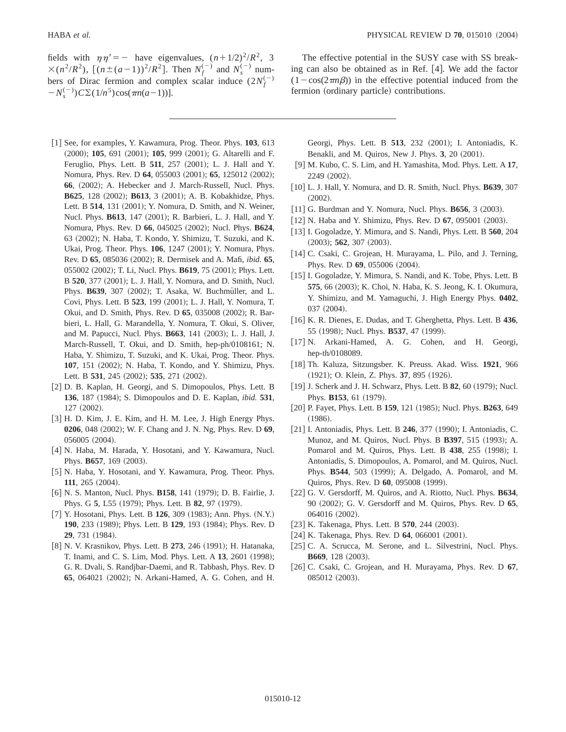fields with $\eta\eta' = -$ have eigenvalues, $(n+1/2)^2/R^2$, $3\times(n^2/R^2)$, $[(n\pm(a-1))^2/R^2]$. Then $N_f^{(-)}$ and $N_s^{(-)}$ numbers of Dirac fermion and complex scalar induce $(2N_f^{(-)} - N_s^{(-)})C\Sigma(1/n^5)\cos(\pi n(a-1))]$.

The effective potential in the SUSY case with SS breaking can also be obtained as in Ref. [4]. We add the factor $(1-\cos(2\pi n\beta))$ in the effective potential induced from the fermion (ordinary particle) contributions.

---

[1] See, for examples, Y. Kawamura, Prog. Theor. Phys. **103**, 613 (2000); **105**, 691 (2001); **105**, 999 (2001); G. Altarelli and F. Feruglio, Phys. Lett. B **511**, 257 (2001); L. J. Hall and Y. Nomura, Phys. Rev. D **64**, 055003 (2001); **65**, 125012 (2002); **66**, (2002); A. Hebecker and J. March-Russell, Nucl. Phys. **B625**, 128 (2002); **B613**, 3 (2001); A. B. Kobakhidze, Phys. Lett. B **514**, 131 (2001); Y. Nomura, D. Smith, and N. Weiner, Nucl. Phys. **B613**, 147 (2001); R. Barbieri, L. J. Hall, and Y. Nomura, Phys. Rev. D **66**, 045025 (2002); Nucl. Phys. **B624**, 63 (2002); N. Haba, T. Kondo, Y. Shimizu, T. Suzuki, and K. Ukai, Prog. Theor. Phys. **106**, 1247 (2001); Y. Nomura, Phys. Rev. D **65**, 085036 (2002); R. Dermisek and A. Mafi, *ibid.* **65**, 055002 (2002); T. Li, Nucl. Phys. **B619**, 75 (2001); Phys. Lett. B **520**, 377 (2001); L. J. Hall, Y. Nomura, and D. Smith, Nucl. Phys. **B639**, 307 (2002); T. Asaka, W. Buchmüller, and L. Covi, Phys. Lett. B **523**, 199 (2001); L. J. Hall, Y. Nomura, T. Okui, and D. Smith, Phys. Rev. D **65**, 035008 (2002); R. Barbieri, L. Hall, G. Marandella, Y. Nomura, T. Okui, S. Oliver, and M. Papucci, Nucl. Phys. **B663**, 141 (2003); L. J. Hall, J. March-Russell, T. Okui, and D. Smith, hep-ph/0108161; N. Haba, Y. Shimizu, T. Suzuki, and K. Ukai, Prog. Theor. Phys. **107**, 151 (2002); N. Haba, T. Kondo, and Y. Shimizu, Phys. Lett. B **531**, 245 (2002); **535**, 271 (2002).

[2] D. B. Kaplan, H. Georgi, and S. Dimopoulos, Phys. Lett. B **136**, 187 (1984); S. Dimopoulos and D. E. Kaplan, *ibid.* **531**, 127 (2002).

[3] H. D. Kim, J. E. Kim, and H. M. Lee, J. High Energy Phys. **0206**, 048 (2002); W. F. Chang and J. N. Ng, Phys. Rev. D **69**, 056005 (2004).

[4] N. Haba, M. Harada, Y. Hosotani, and Y. Kawamura, Nucl. Phys. **B657**, 169 (2003).

[5] N. Haba, Y. Hosotani, and Y. Kawamura, Prog. Theor. Phys. **111**, 265 (2004).

[6] N. S. Manton, Nucl. Phys. **B158**, 141 (1979); D. B. Fairlie, J. Phys. G **5**, L55 (1979); Phys. Lett. B **82**, 97 (1979).

[7] Y. Hosotani, Phys. Lett. B **126**, 309 (1983); Ann. Phys. (N.Y.) **190**, 233 (1989); Phys. Lett. B **129**, 193 (1984); Phys. Rev. D **29**, 731 (1984).

[8] N. V. Krasnikov, Phys. Lett. B **273**, 246 (1991); H. Hatanaka, T. Inami, and C. S. Lim, Mod. Phys. Lett. A **13**, 2601 (1998); G. R. Dvali, S. Randjbar-Daemi, and R. Tabbash, Phys. Rev. D **65**, 064021 (2002); N. Arkani-Hamed, A. G. Cohen, and H. Georgi, Phys. Lett. B **513**, 232 (2001); I. Antoniadis, K. Benakli, and M. Quiros, New J. Phys. **3**, 20 (2001).

[9] M. Kubo, C. S. Lim, and H. Yamashita, Mod. Phys. Lett. A **17**, 2249 (2002).

[10] L. J. Hall, Y. Nomura, and D. R. Smith, Nucl. Phys. **B639**, 307 (2002).

[11] G. Burdman and Y. Nomura, Nucl. Phys. **B656**, 3 (2003).

[12] N. Haba and Y. Shimizu, Phys. Rev. D **67**, 095001 (2003).

[13] I. Gogoladze, Y. Mimura, and S. Nandi, Phys. Lett. B **560**, 204 (2003); **562**, 307 (2003).

[14] C. Csaki, C. Grojean, H. Murayama, L. Pilo, and J. Terning, Phys. Rev. D **69**, 055006 (2004).

[15] I. Gogoladze, Y. Mimura, S. Nandi, and K. Tobe, Phys. Lett. B **575**, 66 (2003); K. Choi, N. Haba, K. S. Jeong, K. I. Okumura, Y. Shimizu, and M. Yamaguchi, J. High Energy Phys. **0402**, 037 (2004).

[16] K. R. Dienes, E. Dudas, and T. Gherghetta, Phys. Lett. B **436**, 55 (1998); Nucl. Phys. **B537**, 47 (1999).

[17] N. Arkani-Hamed, A. G. Cohen, and H. Georgi, hep-th/0108089.

[18] Th. Kaluza, Sitzungsber. K. Preuss. Akad. Wiss. **1921**, 966 (1921); O. Klein, Z. Phys. **37**, 895 (1926).

[19] J. Scherk and J. H. Schwarz, Phys. Lett. B **82**, 60 (1979); Nucl. Phys. **B153**, 61 (1979).

[20] P. Fayet, Phys. Lett. B **159**, 121 (1985); Nucl. Phys. **B263**, 649 (1986).

[21] I. Antoniadis, Phys. Lett. B **246**, 377 (1990); I. Antoniadis, C. Munoz, and M. Quiros, Nucl. Phys. B **B397**, 515 (1993); A. Pomarol and M. Quiros, Phys. Lett. B **438**, 255 (1998); I. Antoniadis, S. Dimopoulos, A. Pomarol, and M. Quiros, Nucl. Phys. **B544**, 503 (1999); A. Delgado, A. Pomarol, and M. Quiros, Phys. Rev. D **60**, 095008 (1999).

[22] G. V. Gersdorff, M. Quiros, and A. Riotto, Nucl. Phys. **B634**, 90 (2002); G. V. Gersdorff and M. Quiros, Phys. Rev. D **65**, 064016 (2002).

[23] K. Takenaga, Phys. Lett. B **570**, 244 (2003).

[24] K. Takenaga, Phys. Rev. D **64**, 066001 (2001).

[25] C. A. Scrucca, M. Serone, and L. Silvestrini, Nucl. Phys. **B669**, 128 (2003).

[26] C. Csaki, C. Grojean, and H. Murayama, Phys. Rev. D **67**, 085012 (2003).